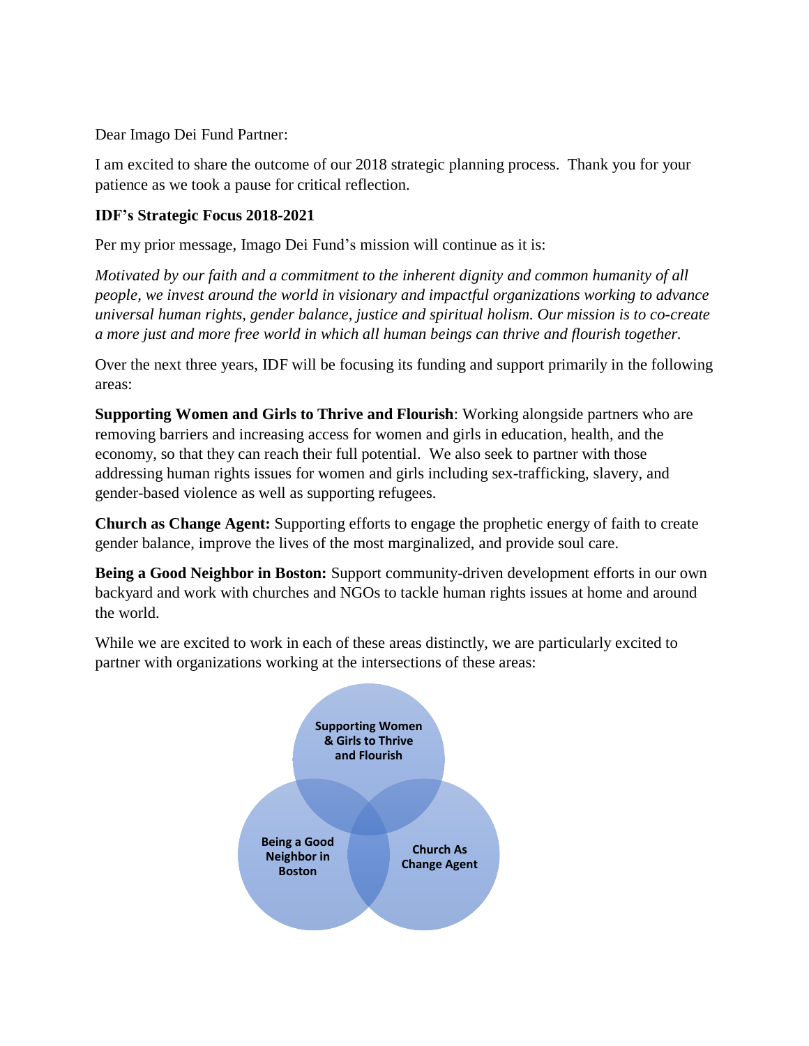Dear Imago Dei Fund Partner:

I am excited to share the outcome of our 2018 strategic planning process. Thank you for your patience as we took a pause for critical reflection.

**IDF's Strategic Focus 2018-2021**

Per my prior message, Imago Dei Fund's mission will continue as it is:

*Motivated by our faith and a commitment to the inherent dignity and common humanity of all people, we invest around the world in visionary and impactful organizations working to advance universal human rights, gender balance, justice and spiritual holism. Our mission is to co-create a more just and more free world in which all human beings can thrive and flourish together.*

Over the next three years, IDF will be focusing its funding and support primarily in the following areas:

**Supporting Women and Girls to Thrive and Flourish**: Working alongside partners who are removing barriers and increasing access for women and girls in education, health, and the economy, so that they can reach their full potential. We also seek to partner with those addressing human rights issues for women and girls including sex-trafficking, slavery, and gender-based violence as well as supporting refugees.

**Church as Change Agent:** Supporting efforts to engage the prophetic energy of faith to create gender balance, improve the lives of the most marginalized, and provide soul care.

**Being a Good Neighbor in Boston:** Support community-driven development efforts in our own backyard and work with churches and NGOs to tackle human rights issues at home and around the world.

While we are excited to work in each of these areas distinctly, we are particularly excited to partner with organizations working at the intersections of these areas:

Supporting Women & Girls to Thrive and Flourish

Being a Good Neighbor in Boston

Church As Change Agent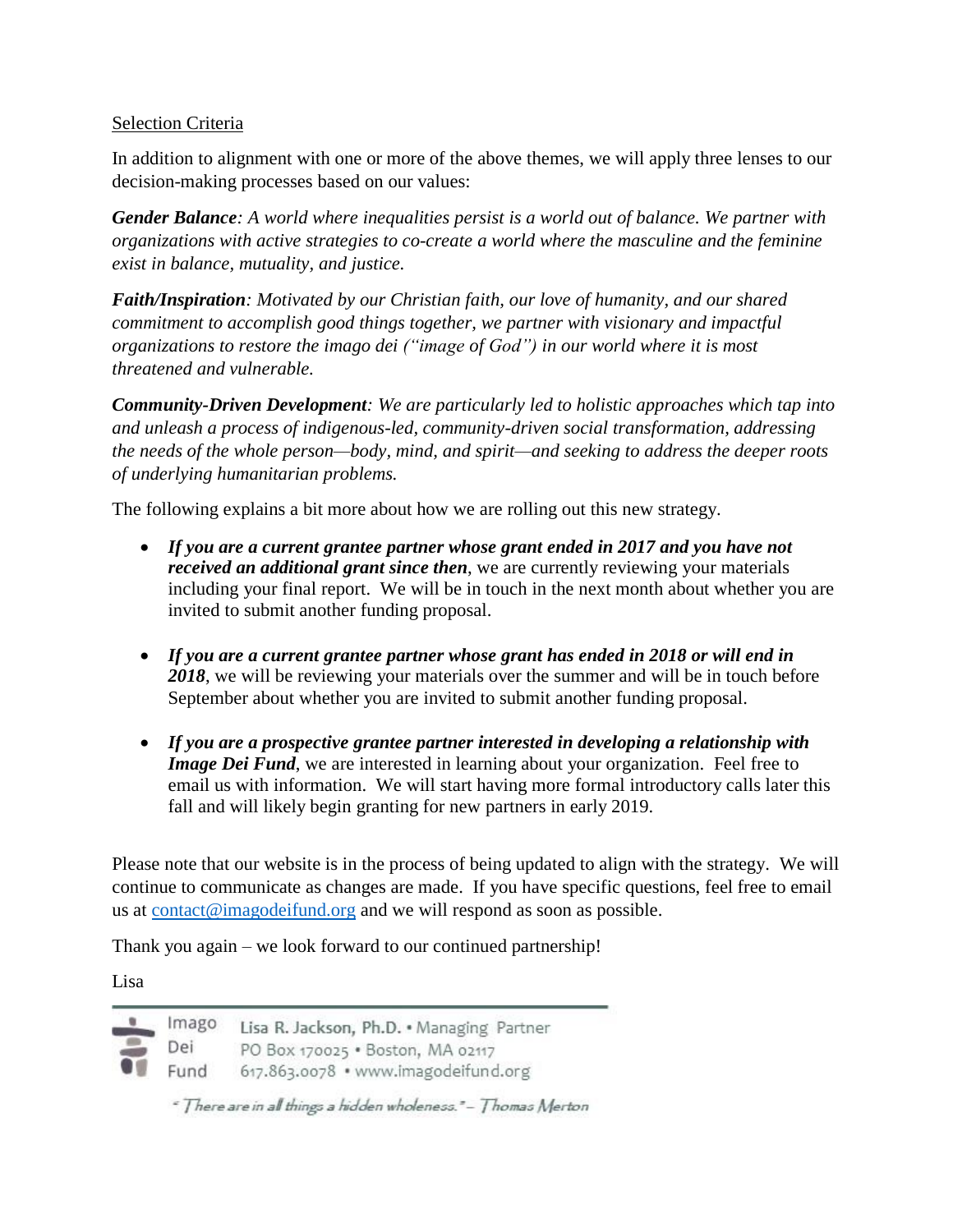Selection Criteria

In addition to alignment with one or more of the above themes, we will apply three lenses to our decision-making processes based on our values:

***Gender Balance****: A world where inequalities persist is a world out of balance. We partner with organizations with active strategies to co-create a world where the masculine and the feminine exist in balance, mutuality, and justice.*

***Faith/Inspiration****: Motivated by our Christian faith, our love of humanity, and our shared commitment to accomplish good things together, we partner with visionary and impactful organizations to restore the imago dei ("image of God") in our world where it is most threatened and vulnerable.*

***Community-Driven Development****: We are particularly led to holistic approaches which tap into and unleash a process of indigenous-led, community-driven social transformation, addressing the needs of the whole person—body, mind, and spirit—and seeking to address the deeper roots of underlying humanitarian problems.*

The following explains a bit more about how we are rolling out this new strategy.

- ***If you are a current grantee partner whose grant ended in 2017 and you have not received an additional grant since then***, we are currently reviewing your materials including your final report. We will be in touch in the next month about whether you are invited to submit another funding proposal.
- ***If you are a current grantee partner whose grant has ended in 2018 or will end in 2018***, we will be reviewing your materials over the summer and will be in touch before September about whether you are invited to submit another funding proposal.
- ***If you are a prospective grantee partner interested in developing a relationship with Image Dei Fund***, we are interested in learning about your organization. Feel free to email us with information. We will start having more formal introductory calls later this fall and will likely begin granting for new partners in early 2019.

Please note that our website is in the process of being updated to align with the strategy. We will continue to communicate as changes are made. If you have specific questions, feel free to email us at contact@imagodeifund.org and we will respond as soon as possible.

Thank you again – we look forward to our continued partnership!

Lisa

Imago Dei Fund

Lisa R. Jackson, Ph.D. • Managing Partner
PO Box 170025 • Boston, MA 02117
617.863.0078 • www.imagodeifund.org

"There are in all things a hidden wholeness." – Thomas Merton